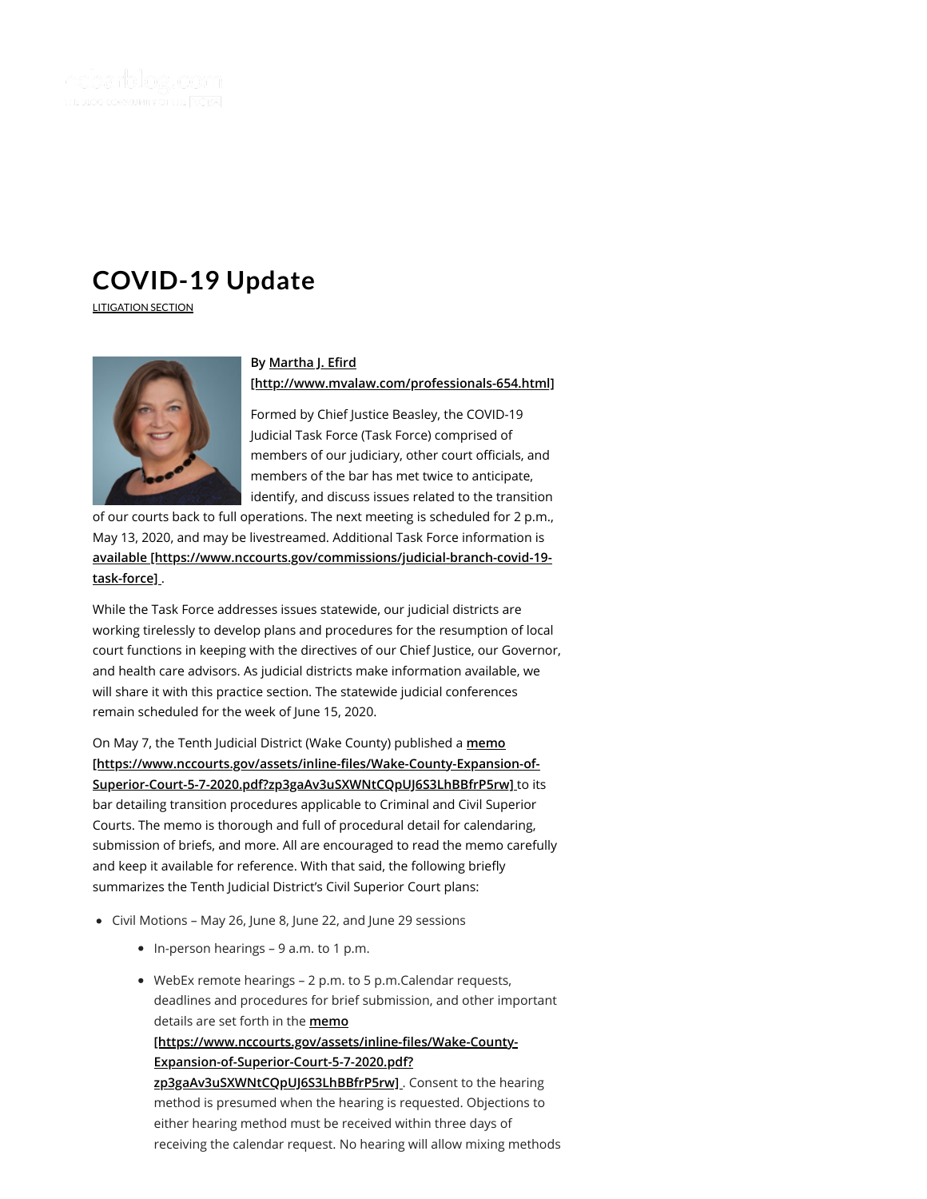# COVID-19 Update

LITIGATION SECTION

By **Martha J. Efird [http://www.mvalaw.com/professionals-654.html]**

Formed by Chief Justice Beasley, the COVID-19 Judicial Task Force (Task Force) comprised of members of our judiciary, other court officials, and members of the bar has met twice to anticipate, identify, and discuss issues related to the transition of our courts back to full operations. The next meeting is scheduled for 2 p.m., May 13, 2020, and may be livestreamed. Additional Task Force information is **available [https://www.nccourts.gov/commissions/judicial-branch-covid-19-task-force]** .

While the Task Force addresses issues statewide, our judicial districts are working tirelessly to develop plans and procedures for the resumption of local court functions in keeping with the directives of our Chief Justice, our Governor, and health care advisors. As judicial districts make information available, we will share it with this practice section. The statewide judicial conferences remain scheduled for the week of June 15, 2020.

On May 7, the Tenth Judicial District (Wake County) published a **memo [https://www.nccourts.gov/assets/inline-files/Wake-County-Expansion-of-Superior-Court-5-7-2020.pdf?zp3gaAv3uSXWNtCQpUJ6S3LhBBfrP5rw]** to its bar detailing transition procedures applicable to Criminal and Civil Superior Courts. The memo is thorough and full of procedural detail for calendaring, submission of briefs, and more. All are encouraged to read the memo carefully and keep it available for reference. With that said, the following briefly summarizes the Tenth Judicial District's Civil Superior Court plans:

- Civil Motions – May 26, June 8, June 22, and June 29 sessions
  - In-person hearings – 9 a.m. to 1 p.m.
  - WebEx remote hearings – 2 p.m. to 5 p.m.Calendar requests, deadlines and procedures for brief submission, and other important details are set forth in the **memo [https://www.nccourts.gov/assets/inline-files/Wake-County-Expansion-of-Superior-Court-5-7-2020.pdf?zp3gaAv3uSXWNtCQpUJ6S3LhBBfrP5rw]** . Consent to the hearing method is presumed when the hearing is requested. Objections to either hearing method must be received within three days of receiving the calendar request. No hearing will allow mixing methods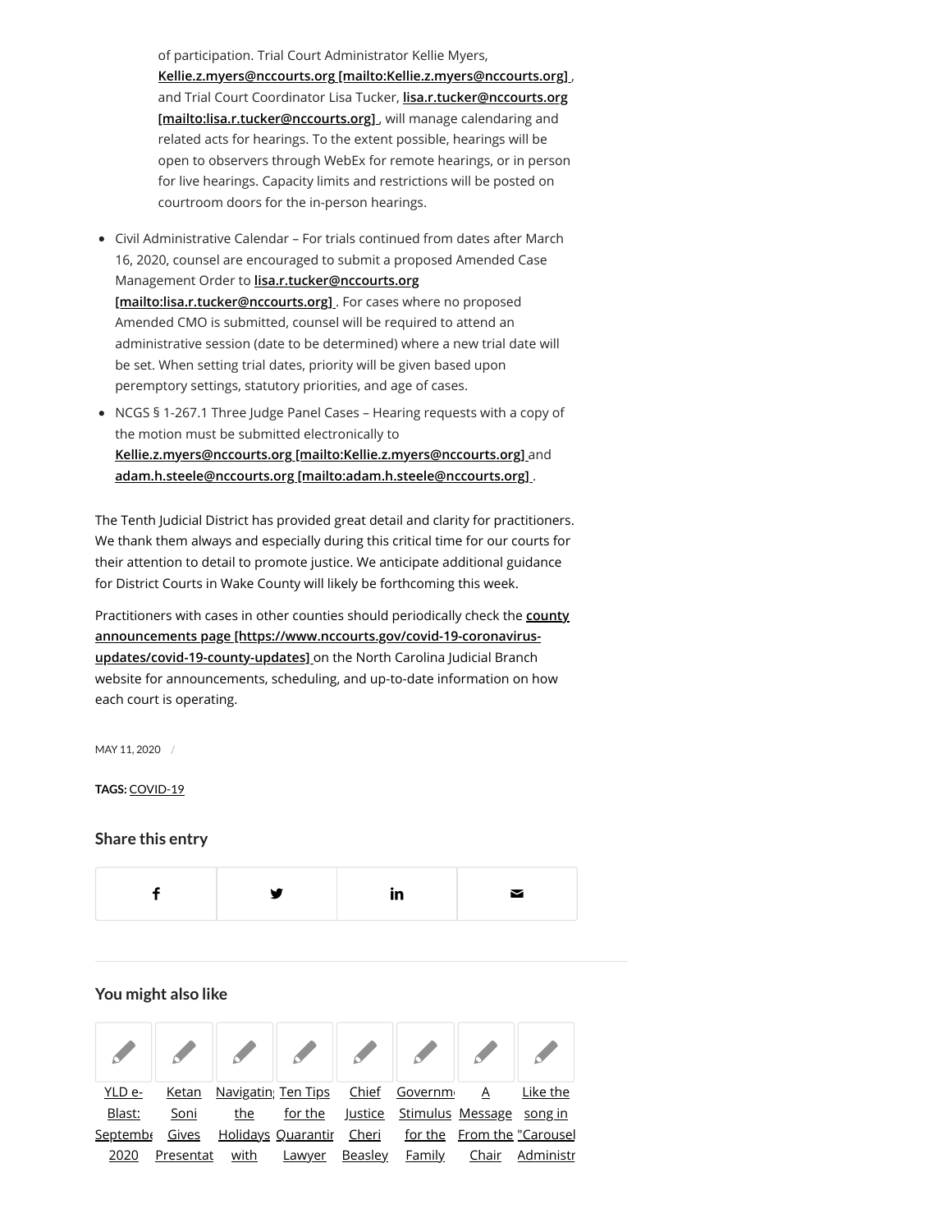of participation. Trial Court Administrator Kellie Myers, **Kellie.z.myers@nccourts.org [mailto:Kellie.z.myers@nccourts.org]** , and Trial Court Coordinator Lisa Tucker, **lisa.r.tucker@nccourts.org [mailto:lisa.r.tucker@nccourts.org]** , will manage calendaring and related acts for hearings. To the extent possible, hearings will be open to observers through WebEx for remote hearings, or in person for live hearings. Capacity limits and restrictions will be posted on courtroom doors for the in-person hearings.

- Civil Administrative Calendar – For trials continued from dates after March 16, 2020, counsel are encouraged to submit a proposed Amended Case Management Order to **lisa.r.tucker@nccourts.org [mailto:lisa.r.tucker@nccourts.org]** . For cases where no proposed Amended CMO is submitted, counsel will be required to attend an administrative session (date to be determined) where a new trial date will be set. When setting trial dates, priority will be given based upon peremptory settings, statutory priorities, and age of cases.
- NCGS § 1-267.1 Three Judge Panel Cases – Hearing requests with a copy of the motion must be submitted electronically to **Kellie.z.myers@nccourts.org [mailto:Kellie.z.myers@nccourts.org]** and **adam.h.steele@nccourts.org [mailto:adam.h.steele@nccourts.org]** .

The Tenth Judicial District has provided great detail and clarity for practitioners. We thank them always and especially during this critical time for our courts for their attention to detail to promote justice. We anticipate additional guidance for District Courts in Wake County will likely be forthcoming this week.

Practitioners with cases in other counties should periodically check the **county announcements page [https://www.nccourts.gov/covid-19-coronavirus-updates/covid-19-county-updates]** on the North Carolina Judicial Branch website for announcements, scheduling, and up-to-date information on how each court is operating.

MAY 11, 2020 /

**TAGS:** COVID-19

### Share this entry

### You might also like

YLD e-Blast: Septembe 2020 | Ketan Soni Gives Presentat | Navigatin the Holidays with | Ten Tips for the Quarantir Lawyer | Chief Justice Cheri Beasley | Governm Stimulus for the Family | A Message From the Chair | Like the song in "Carousel Administr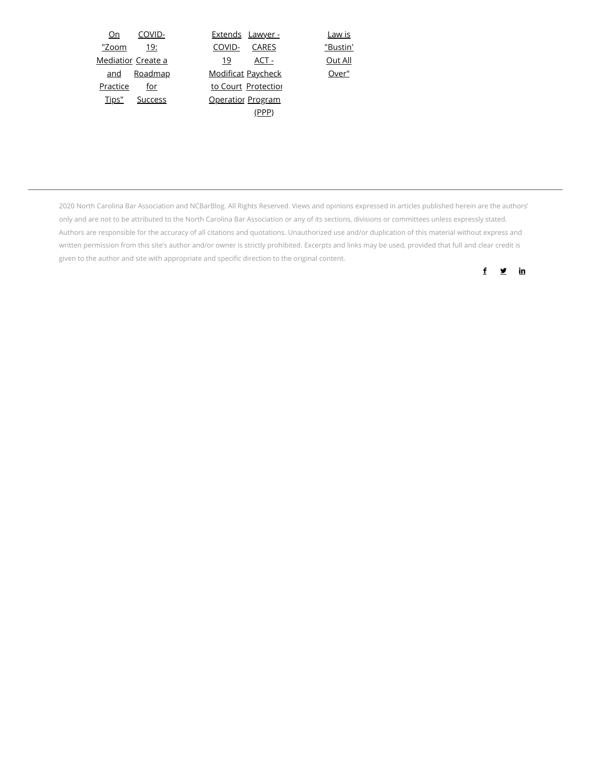On "Zoom Mediation and Practice Tips"

COVID-19: Create a Roadmap for Success

Extends COVID-19 Modifications to Court Operations

Lawyer - CARES ACT - Paycheck Protection Program (PPP)

Law is "Bustin' Out All Over"

---

2020 North Carolina Bar Association and NCBarBlog. All Rights Reserved. Views and opinions expressed in articles published herein are the authors' only and are not to be attributed to the North Carolina Bar Association or any of its sections, divisions or committees unless expressly stated. Authors are responsible for the accuracy of all citations and quotations. Unauthorized use and/or duplication of this material without express and written permission from this site's author and/or owner is strictly prohibited. Excerpts and links may be used, provided that full and clear credit is given to the author and site with appropriate and specific direction to the original content.